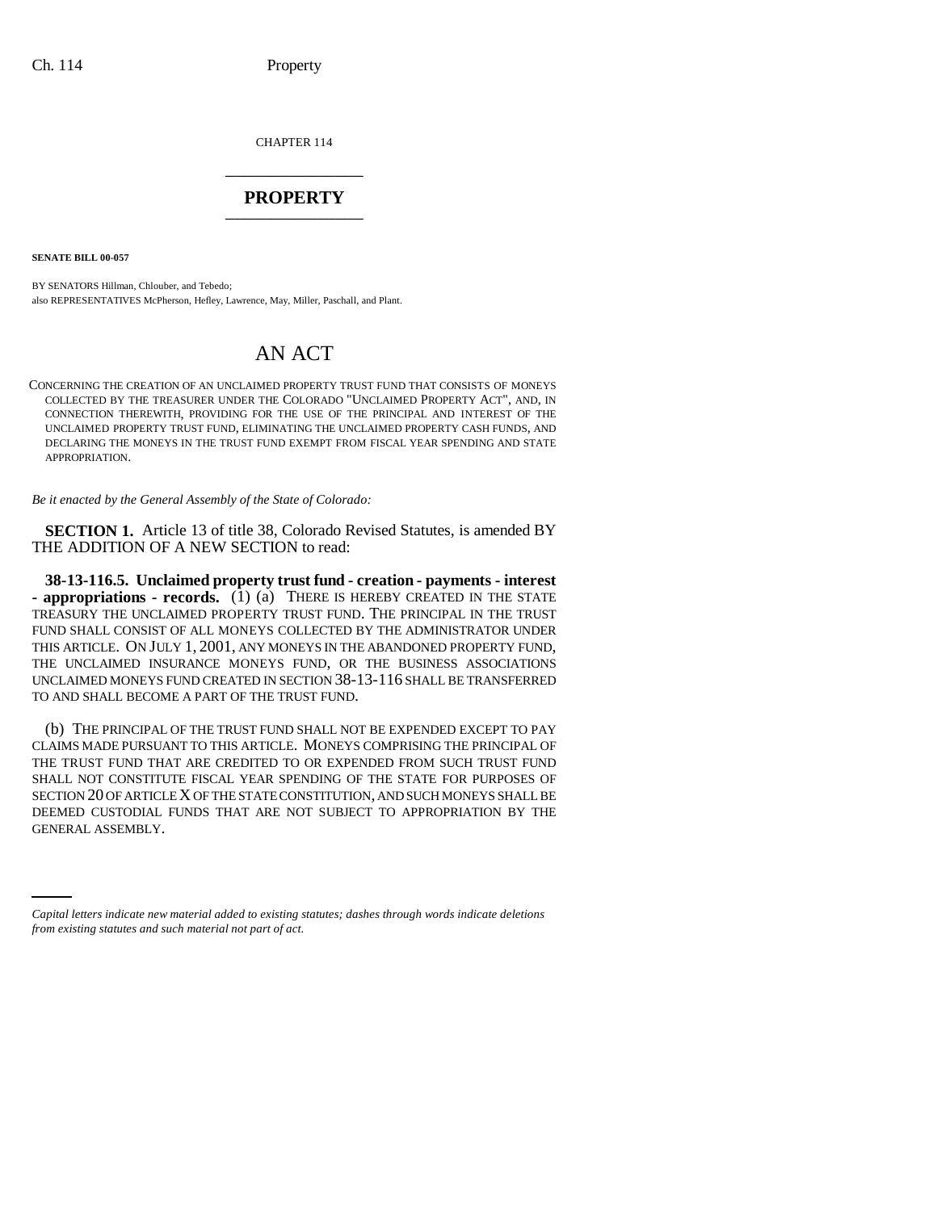CHAPTER 114

# PROPERTY

**SENATE BILL 00-057**

BY SENATORS Hillman, Chlouber, and Tebedo;
also REPRESENTATIVES McPherson, Hefley, Lawrence, May, Miller, Paschall, and Plant.

# AN ACT

CONCERNING THE CREATION OF AN UNCLAIMED PROPERTY TRUST FUND THAT CONSISTS OF MONEYS COLLECTED BY THE TREASURER UNDER THE COLORADO "UNCLAIMED PROPERTY ACT", AND, IN CONNECTION THEREWITH, PROVIDING FOR THE USE OF THE PRINCIPAL AND INTEREST OF THE UNCLAIMED PROPERTY TRUST FUND, ELIMINATING THE UNCLAIMED PROPERTY CASH FUNDS, AND DECLARING THE MONEYS IN THE TRUST FUND EXEMPT FROM FISCAL YEAR SPENDING AND STATE APPROPRIATION.

*Be it enacted by the General Assembly of the State of Colorado:*

**SECTION 1.** Article 13 of title 38, Colorado Revised Statutes, is amended BY THE ADDITION OF A NEW SECTION to read:

**38-13-116.5. Unclaimed property trust fund - creation - payments - interest - appropriations - records.** (1) (a) THERE IS HEREBY CREATED IN THE STATE TREASURY THE UNCLAIMED PROPERTY TRUST FUND. THE PRINCIPAL IN THE TRUST FUND SHALL CONSIST OF ALL MONEYS COLLECTED BY THE ADMINISTRATOR UNDER THIS ARTICLE. ON JULY 1, 2001, ANY MONEYS IN THE ABANDONED PROPERTY FUND, THE UNCLAIMED INSURANCE MONEYS FUND, OR THE BUSINESS ASSOCIATIONS UNCLAIMED MONEYS FUND CREATED IN SECTION 38-13-116 SHALL BE TRANSFERRED TO AND SHALL BECOME A PART OF THE TRUST FUND.

(b) THE PRINCIPAL OF THE TRUST FUND SHALL NOT BE EXPENDED EXCEPT TO PAY CLAIMS MADE PURSUANT TO THIS ARTICLE. MONEYS COMPRISING THE PRINCIPAL OF THE TRUST FUND THAT ARE CREDITED TO OR EXPENDED FROM SUCH TRUST FUND SHALL NOT CONSTITUTE FISCAL YEAR SPENDING OF THE STATE FOR PURPOSES OF SECTION 20 OF ARTICLE X OF THE STATE CONSTITUTION, AND SUCH MONEYS SHALL BE DEEMED CUSTODIAL FUNDS THAT ARE NOT SUBJECT TO APPROPRIATION BY THE GENERAL ASSEMBLY.

*Capital letters indicate new material added to existing statutes; dashes through words indicate deletions from existing statutes and such material not part of act.*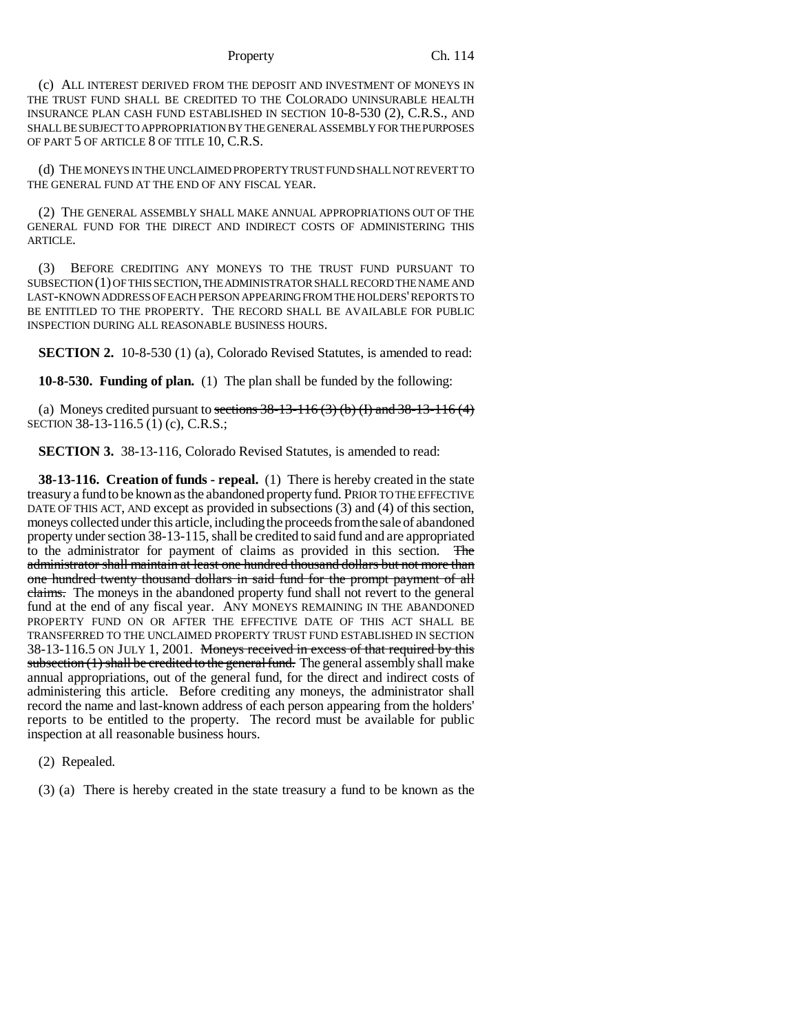(c) ALL INTEREST DERIVED FROM THE DEPOSIT AND INVESTMENT OF MONEYS IN THE TRUST FUND SHALL BE CREDITED TO THE COLORADO UNINSURABLE HEALTH INSURANCE PLAN CASH FUND ESTABLISHED IN SECTION 10-8-530 (2), C.R.S., AND SHALL BE SUBJECT TO APPROPRIATION BY THE GENERAL ASSEMBLY FOR THE PURPOSES OF PART 5 OF ARTICLE 8 OF TITLE 10, C.R.S.

(d) THE MONEYS IN THE UNCLAIMED PROPERTY TRUST FUND SHALL NOT REVERT TO THE GENERAL FUND AT THE END OF ANY FISCAL YEAR.

(2) THE GENERAL ASSEMBLY SHALL MAKE ANNUAL APPROPRIATIONS OUT OF THE GENERAL FUND FOR THE DIRECT AND INDIRECT COSTS OF ADMINISTERING THIS ARTICLE.

(3) BEFORE CREDITING ANY MONEYS TO THE TRUST FUND PURSUANT TO SUBSECTION (1) OF THIS SECTION, THE ADMINISTRATOR SHALL RECORD THE NAME AND LAST-KNOWN ADDRESS OF EACH PERSON APPEARING FROM THE HOLDERS' REPORTS TO BE ENTITLED TO THE PROPERTY. THE RECORD SHALL BE AVAILABLE FOR PUBLIC INSPECTION DURING ALL REASONABLE BUSINESS HOURS.

**SECTION 2.** 10-8-530 (1) (a), Colorado Revised Statutes, is amended to read:

**10-8-530. Funding of plan.** (1) The plan shall be funded by the following:

(a) Moneys credited pursuant to ~~sections 38-13-116 (3) (b) (I) and 38-13-116 (4)~~ SECTION 38-13-116.5 (1) (c), C.R.S.;

**SECTION 3.** 38-13-116, Colorado Revised Statutes, is amended to read:

**38-13-116. Creation of funds - repeal.** (1) There is hereby created in the state treasury a fund to be known as the abandoned property fund. PRIOR TO THE EFFECTIVE DATE OF THIS ACT, AND except as provided in subsections (3) and (4) of this section, moneys collected under this article, including the proceeds from the sale of abandoned property under section 38-13-115, shall be credited to said fund and are appropriated to the administrator for payment of claims as provided in this section. ~~The administrator shall maintain at least one hundred thousand dollars but not more than one hundred twenty thousand dollars in said fund for the prompt payment of all claims.~~ The moneys in the abandoned property fund shall not revert to the general fund at the end of any fiscal year. ANY MONEYS REMAINING IN THE ABANDONED PROPERTY FUND ON OR AFTER THE EFFECTIVE DATE OF THIS ACT SHALL BE TRANSFERRED TO THE UNCLAIMED PROPERTY TRUST FUND ESTABLISHED IN SECTION 38-13-116.5 ON JULY 1, 2001. ~~Moneys received in excess of that required by this subsection (1) shall be credited to the general fund.~~ The general assembly shall make annual appropriations, out of the general fund, for the direct and indirect costs of administering this article. Before crediting any moneys, the administrator shall record the name and last-known address of each person appearing from the holders' reports to be entitled to the property. The record must be available for public inspection at all reasonable business hours.

(2) Repealed.

(3) (a) There is hereby created in the state treasury a fund to be known as the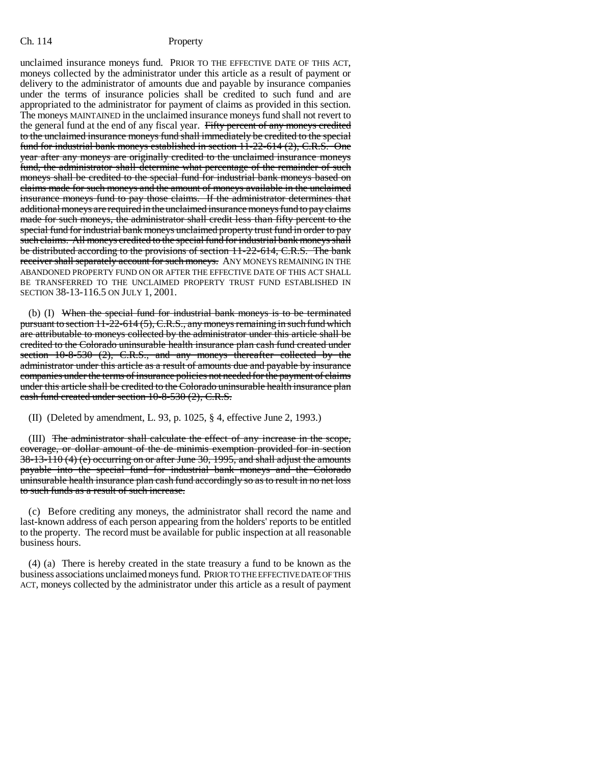unclaimed insurance moneys fund. PRIOR TO THE EFFECTIVE DATE OF THIS ACT, moneys collected by the administrator under this article as a result of payment or delivery to the administrator of amounts due and payable by insurance companies under the terms of insurance policies shall be credited to such fund and are appropriated to the administrator for payment of claims as provided in this section. The moneys MAINTAINED in the unclaimed insurance moneys fund shall not revert to the general fund at the end of any fiscal year. ~~Fifty percent of any moneys credited to the unclaimed insurance moneys fund shall immediately be credited to the special fund for industrial bank moneys established in section 11-22-614 (2), C.R.S. One year after any moneys are originally credited to the unclaimed insurance moneys fund, the administrator shall determine what percentage of the remainder of such moneys shall be credited to the special fund for industrial bank moneys based on claims made for such moneys and the amount of moneys available in the unclaimed insurance moneys fund to pay those claims. If the administrator determines that additional moneys are required in the unclaimed insurance moneys fund to pay claims made for such moneys, the administrator shall credit less than fifty percent to the special fund for industrial bank moneys unclaimed property trust fund in order to pay such claims. All moneys credited to the special fund for industrial bank moneys shall be distributed according to the provisions of section 11-22-614, C.R.S. The bank receiver shall separately account for such moneys.~~ ANY MONEYS REMAINING IN THE ABANDONED PROPERTY FUND ON OR AFTER THE EFFECTIVE DATE OF THIS ACT SHALL BE TRANSFERRED TO THE UNCLAIMED PROPERTY TRUST FUND ESTABLISHED IN SECTION 38-13-116.5 ON JULY 1, 2001.

(b) (I) ~~When the special fund for industrial bank moneys is to be terminated pursuant to section 11-22-614 (5), C.R.S., any moneys remaining in such fund which are attributable to moneys collected by the administrator under this article shall be credited to the Colorado uninsurable health insurance plan cash fund created under section 10-8-530 (2), C.R.S., and any moneys thereafter collected by the administrator under this article as a result of amounts due and payable by insurance companies under the terms of insurance policies not needed for the payment of claims under this article shall be credited to the Colorado uninsurable health insurance plan cash fund created under section 10-8-530 (2), C.R.S.~~

(II) (Deleted by amendment, L. 93, p. 1025, § 4, effective June 2, 1993.)

(III) ~~The administrator shall calculate the effect of any increase in the scope, coverage, or dollar amount of the de minimis exemption provided for in section 38-13-110 (4) (e) occurring on or after June 30, 1995, and shall adjust the amounts payable into the special fund for industrial bank moneys and the Colorado uninsurable health insurance plan cash fund accordingly so as to result in no net loss to such funds as a result of such increase.~~

(c) Before crediting any moneys, the administrator shall record the name and last-known address of each person appearing from the holders' reports to be entitled to the property. The record must be available for public inspection at all reasonable business hours.

(4) (a) There is hereby created in the state treasury a fund to be known as the business associations unclaimed moneys fund. PRIOR TO THE EFFECTIVE DATE OF THIS ACT, moneys collected by the administrator under this article as a result of payment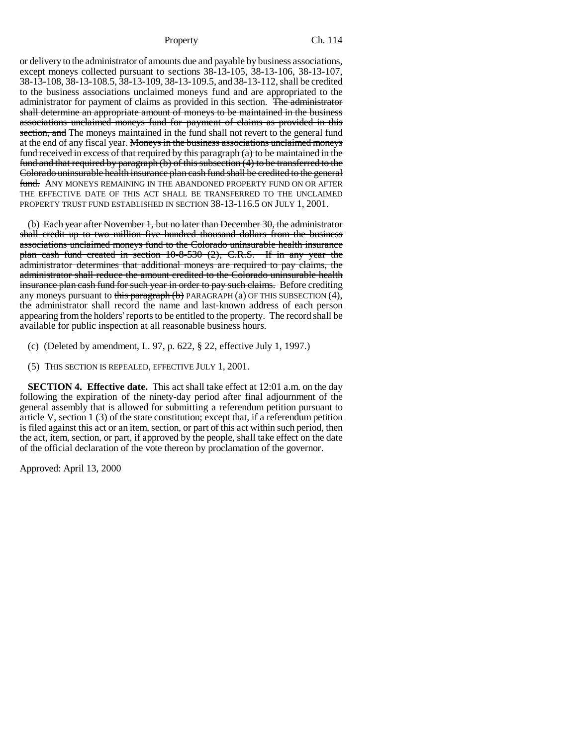or delivery to the administrator of amounts due and payable by business associations, except moneys collected pursuant to sections 38-13-105, 38-13-106, 38-13-107, 38-13-108, 38-13-108.5, 38-13-109, 38-13-109.5, and 38-13-112, shall be credited to the business associations unclaimed moneys fund and are appropriated to the administrator for payment of claims as provided in this section. ~~The administrator shall determine an appropriate amount of moneys to be maintained in the business associations unclaimed moneys fund for payment of claims as provided in this section, and~~ The moneys maintained in the fund shall not revert to the general fund at the end of any fiscal year. ~~Moneys in the business associations unclaimed moneys fund received in excess of that required by this paragraph (a) to be maintained in the fund and that required by paragraph (b) of this subsection (4) to be transferred to the Colorado uninsurable health insurance plan cash fund shall be credited to the general fund.~~ ANY MONEYS REMAINING IN THE ABANDONED PROPERTY FUND ON OR AFTER THE EFFECTIVE DATE OF THIS ACT SHALL BE TRANSFERRED TO THE UNCLAIMED PROPERTY TRUST FUND ESTABLISHED IN SECTION 38-13-116.5 ON JULY 1, 2001.

(b) ~~Each year after November 1, but no later than December 30, the administrator shall credit up to two million five hundred thousand dollars from the business associations unclaimed moneys fund to the Colorado uninsurable health insurance plan cash fund created in section 10-8-530 (2), C.R.S. If in any year the administrator determines that additional moneys are required to pay claims, the administrator shall reduce the amount credited to the Colorado uninsurable health insurance plan cash fund for such year in order to pay such claims.~~ Before crediting any moneys pursuant to ~~this paragraph (b)~~ PARAGRAPH (a) OF THIS SUBSECTION (4), the administrator shall record the name and last-known address of each person appearing from the holders' reports to be entitled to the property. The record shall be available for public inspection at all reasonable business hours.

(c) (Deleted by amendment, L. 97, p. 622, § 22, effective July 1, 1997.)

(5) THIS SECTION IS REPEALED, EFFECTIVE JULY 1, 2001.

**SECTION 4. Effective date.** This act shall take effect at 12:01 a.m. on the day following the expiration of the ninety-day period after final adjournment of the general assembly that is allowed for submitting a referendum petition pursuant to article V, section 1 (3) of the state constitution; except that, if a referendum petition is filed against this act or an item, section, or part of this act within such period, then the act, item, section, or part, if approved by the people, shall take effect on the date of the official declaration of the vote thereon by proclamation of the governor.

Approved: April 13, 2000